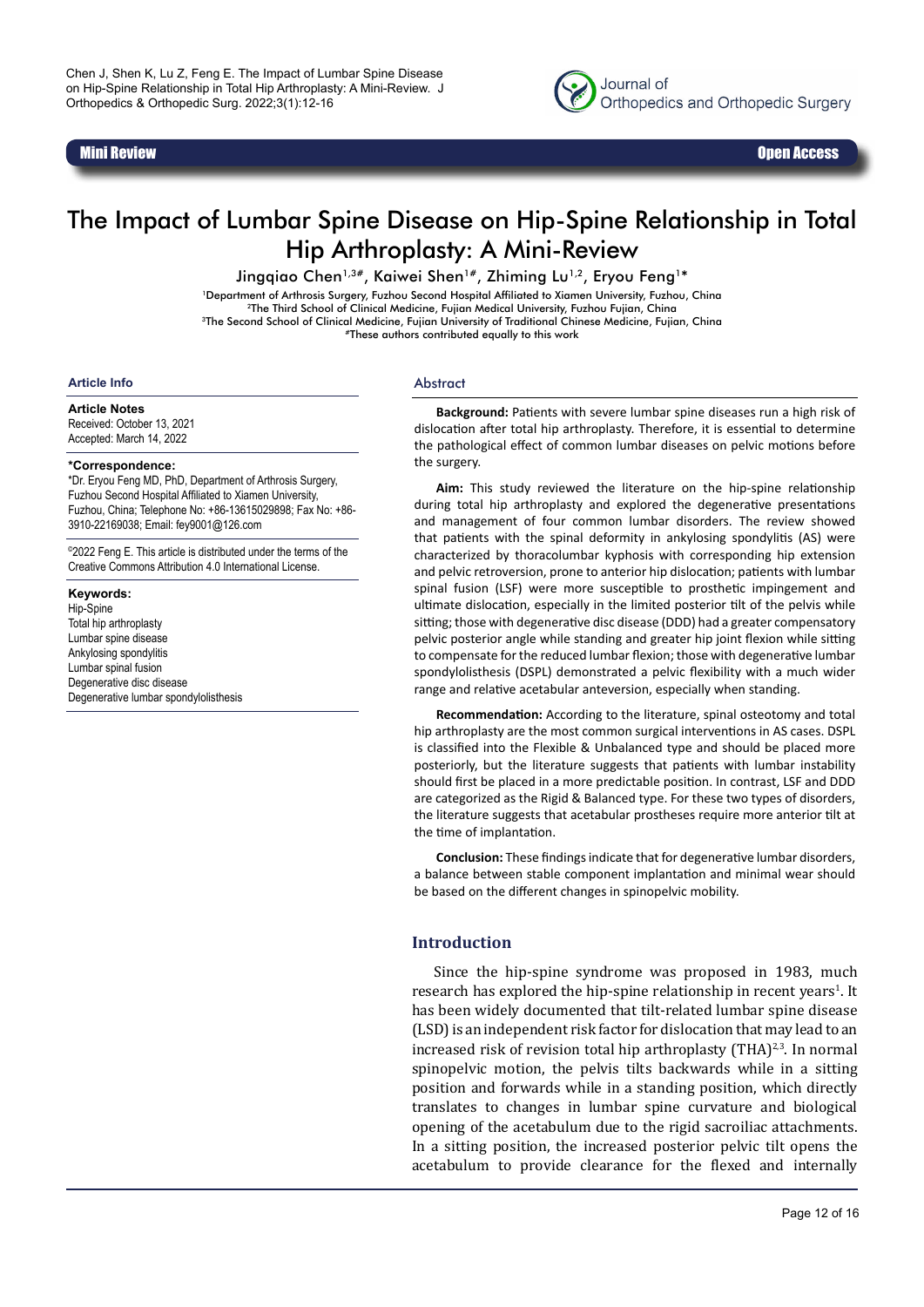Mini Review | Open Access

# The Impact of Lumbar Spine Disease on Hip-Spine Relationship in Total Hip Arthroplasty: A Mini-Review

Jingqiao Chen[1,3#], Kaiwei Shen[1#], Zhiming Lu[1,2], Eryou Feng[1*]

[1]Department of Arthrosis Surgery, Fuzhou Second Hospital Affiliated to Xiamen University, Fuzhou, China
[2]The Third School of Clinical Medicine, Fujian Medical University, Fuzhou Fujian, China
[3]The Second School of Clinical Medicine, Fujian University of Traditional Chinese Medicine, Fujian, China
[#]These authors contributed equally to this work

## Article Info

**Article Notes**
Received: October 13, 2021
Accepted: March 14, 2022

**\*Correspondence:**
\*Dr. Eryou Feng MD, PhD, Department of Arthrosis Surgery, Fuzhou Second Hospital Affiliated to Xiamen University, Fuzhou, China; Telephone No: +86-13615029898; Fax No: +86-3910-22169038; Email: fey9001@126.com

©2022 Feng E. This article is distributed under the terms of the Creative Commons Attribution 4.0 International License.

**Keywords:**
Hip-Spine
Total hip arthroplasty
Lumbar spine disease
Ankylosing spondylitis
Lumbar spinal fusion
Degenerative disc disease
Degenerative lumbar spondylolisthesis

## Abstract

**Background:** Patients with severe lumbar spine diseases run a high risk of dislocation after total hip arthroplasty. Therefore, it is essential to determine the pathological effect of common lumbar diseases on pelvic motions before the surgery.

**Aim:** This study reviewed the literature on the hip-spine relationship during total hip arthroplasty and explored the degenerative presentations and management of four common lumbar disorders. The review showed that patients with the spinal deformity in ankylosing spondylitis (AS) were characterized by thoracolumbar kyphosis with corresponding hip extension and pelvic retroversion, prone to anterior hip dislocation; patients with lumbar spinal fusion (LSF) were more susceptible to prosthetic impingement and ultimate dislocation, especially in the limited posterior tilt of the pelvis while sitting; those with degenerative disc disease (DDD) had a greater compensatory pelvic posterior angle while standing and greater hip joint flexion while sitting to compensate for the reduced lumbar flexion; those with degenerative lumbar spondylolisthesis (DSPL) demonstrated a pelvic flexibility with a much wider range and relative acetabular anteversion, especially when standing.

**Recommendation:** According to the literature, spinal osteotomy and total hip arthroplasty are the most common surgical interventions in AS cases. DSPL is classified into the Flexible & Unbalanced type and should be placed more posteriorly, but the literature suggests that patients with lumbar instability should first be placed in a more predictable position. In contrast, LSF and DDD are categorized as the Rigid & Balanced type. For these two types of disorders, the literature suggests that acetabular prostheses require more anterior tilt at the time of implantation.

**Conclusion:** These findings indicate that for degenerative lumbar disorders, a balance between stable component implantation and minimal wear should be based on the different changes in spinopelvic mobility.

## Introduction

Since the hip-spine syndrome was proposed in 1983, much research has explored the hip-spine relationship in recent years[1]. It has been widely documented that tilt-related lumbar spine disease (LSD) is an independent risk factor for dislocation that may lead to an increased risk of revision total hip arthroplasty (THA)[2,3]. In normal spinopelvic motion, the pelvis tilts backwards while in a sitting position and forwards while in a standing position, which directly translates to changes in lumbar spine curvature and biological opening of the acetabulum due to the rigid sacroiliac attachments. In a sitting position, the increased posterior pelvic tilt opens the acetabulum to provide clearance for the flexed and internally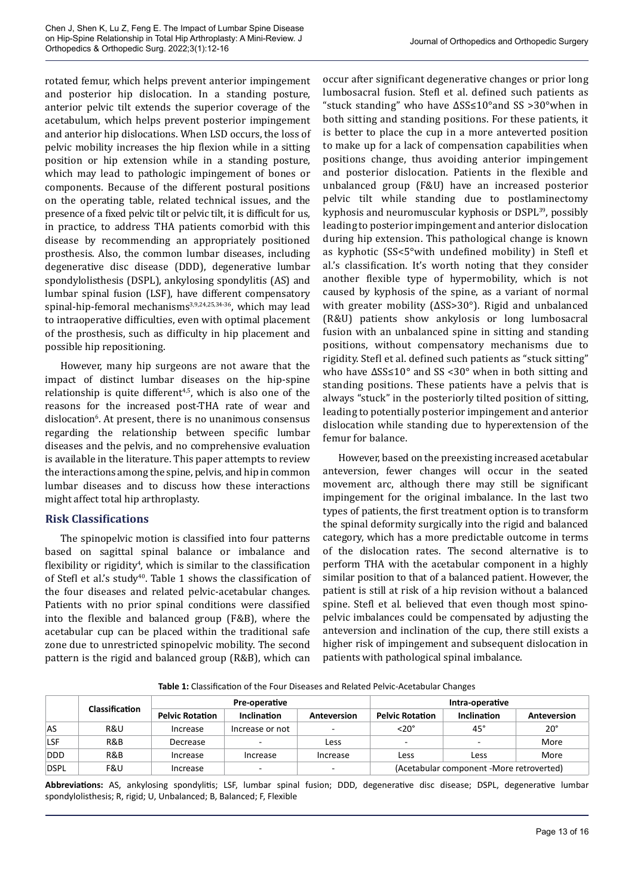rotated femur, which helps prevent anterior impingement and posterior hip dislocation. In a standing posture, anterior pelvic tilt extends the superior coverage of the acetabulum, which helps prevent posterior impingement and anterior hip dislocations. When LSD occurs, the loss of pelvic mobility increases the hip flexion while in a sitting position or hip extension while in a standing posture, which may lead to pathologic impingement of bones or components. Because of the different postural positions on the operating table, related technical issues, and the presence of a fixed pelvic tilt or pelvic tilt, it is difficult for us, in practice, to address THA patients comorbid with this disease by recommending an appropriately positioned prosthesis. Also, the common lumbar diseases, including degenerative disc disease (DDD), degenerative lumbar spondylolisthesis (DSPL), ankylosing spondylitis (AS) and lumbar spinal fusion (LSF), have different compensatory spinal-hip-femoral mechanisms[3,9,24,25,34-36], which may lead to intraoperative difficulties, even with optimal placement of the prosthesis, such as difficulty in hip placement and possible hip repositioning.

However, many hip surgeons are not aware that the impact of distinct lumbar diseases on the hip-spine relationship is quite different[4,5], which is also one of the reasons for the increased post-THA rate of wear and dislocation[6]. At present, there is no unanimous consensus regarding the relationship between specific lumbar diseases and the pelvis, and no comprehensive evaluation is available in the literature. This paper attempts to review the interactions among the spine, pelvis, and hip in common lumbar diseases and to discuss how these interactions might affect total hip arthroplasty.

## Risk Classifications

The spinopelvic motion is classified into four patterns based on sagittal spinal balance or imbalance and flexibility or rigidity[4], which is similar to the classification of Stefl et al.'s study[40]. Table 1 shows the classification of the four diseases and related pelvic-acetabular changes. Patients with no prior spinal conditions were classified into the flexible and balanced group (F&B), where the acetabular cup can be placed within the traditional safe zone due to unrestricted spinopelvic mobility. The second pattern is the rigid and balanced group (R&B), which can occur after significant degenerative changes or prior long lumbosacral fusion. Stefl et al. defined such patients as "stuck standing" who have ΔSS≤10°and SS >30°when in both sitting and standing positions. For these patients, it is better to place the cup in a more anteverted position to make up for a lack of compensation capabilities when positions change, thus avoiding anterior impingement and posterior dislocation. Patients in the flexible and unbalanced group (F&U) have an increased posterior pelvic tilt while standing due to postlaminectomy kyphosis and neuromuscular kyphosis or DSPL[39], possibly leading to posterior impingement and anterior dislocation during hip extension. This pathological change is known as kyphotic (SS<5°with undefined mobility) in Stefl et al.'s classification. It's worth noting that they consider another flexible type of hypermobility, which is not caused by kyphosis of the spine, as a variant of normal with greater mobility (ΔSS>30°). Rigid and unbalanced (R&U) patients show ankylosis or long lumbosacral fusion with an unbalanced spine in sitting and standing positions, without compensatory mechanisms due to rigidity. Stefl et al. defined such patients as "stuck sitting" who have ΔSS≤10° and SS <30° when in both sitting and standing positions. These patients have a pelvis that is always "stuck" in the posteriorly tilted position of sitting, leading to potentially posterior impingement and anterior dislocation while standing due to hyperextension of the femur for balance.

However, based on the preexisting increased acetabular anteversion, fewer changes will occur in the seated movement arc, although there may still be significant impingement for the original imbalance. In the last two types of patients, the first treatment option is to transform the spinal deformity surgically into the rigid and balanced category, which has a more predictable outcome in terms of the dislocation rates. The second alternative is to perform THA with the acetabular component in a highly similar position to that of a balanced patient. However, the patient is still at risk of a hip revision without a balanced spine. Stefl et al. believed that even though most spinopelvic imbalances could be compensated by adjusting the anteversion and inclination of the cup, there still exists a higher risk of impingement and subsequent dislocation in patients with pathological spinal imbalance.

**Table 1:** Classification of the Four Diseases and Related Pelvic-Acetabular Changes

| | Classification | Pre-operative | | | Intra-operative | | |
|---|---|---|---|---|---|---|---|
| | | Pelvic Rotation | Inclination | Anteversion | Pelvic Rotation | Inclination | Anteversion |
| AS | R&U | Increase | Increase or not | - | <20° | 45° | 20° |
| LSF | R&B | Decrease | - | Less | - | - | More |
| DDD | R&B | Increase | Increase | Increase | Less | Less | More |
| DSPL | F&U | Increase | - | - | (Acetabular component -More retroverted) | | |

**Abbreviations:** AS, ankylosing spondylitis; LSF, lumbar spinal fusion; DDD, degenerative disc disease; DSPL, degenerative lumbar spondylolisthesis; R, rigid; U, Unbalanced; B, Balanced; F, Flexible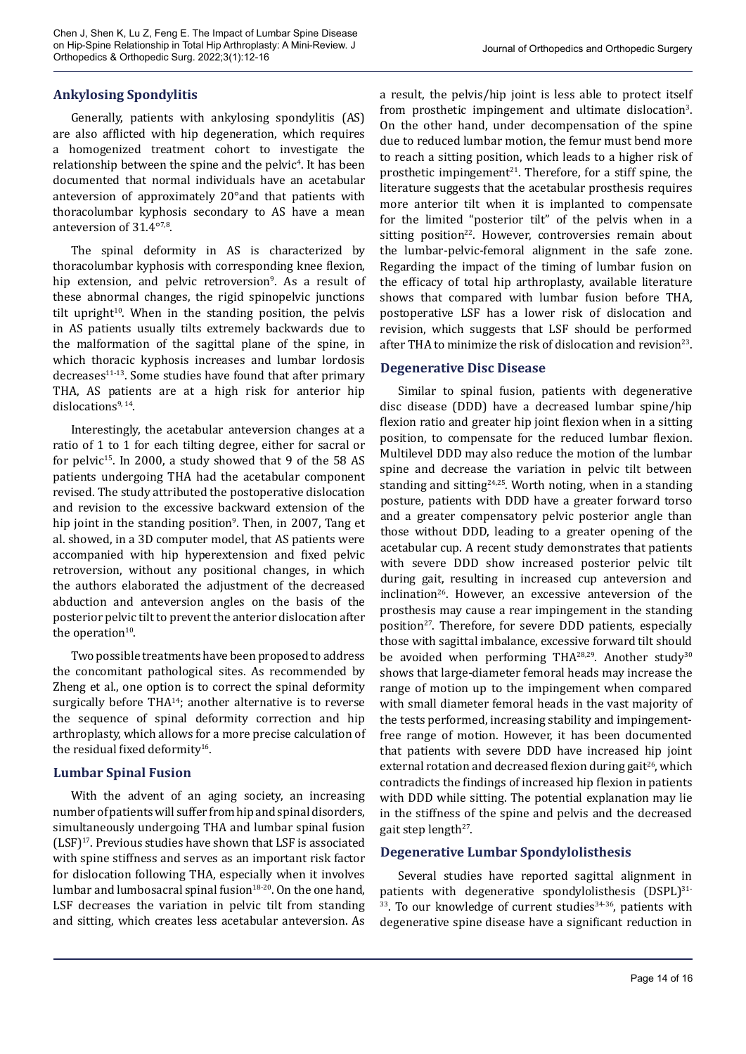## Ankylosing Spondylitis

Generally, patients with ankylosing spondylitis (AS) are also afflicted with hip degeneration, which requires a homogenized treatment cohort to investigate the relationship between the spine and the pelvic[4]. It has been documented that normal individuals have an acetabular anteversion of approximately 20°and that patients with thoracolumbar kyphosis secondary to AS have a mean anteversion of 31.4°[7,8].

The spinal deformity in AS is characterized by thoracolumbar kyphosis with corresponding knee flexion, hip extension, and pelvic retroversion[9]. As a result of these abnormal changes, the rigid spinopelvic junctions tilt upright[10]. When in the standing position, the pelvis in AS patients usually tilts extremely backwards due to the malformation of the sagittal plane of the spine, in which thoracic kyphosis increases and lumbar lordosis decreases[11-13]. Some studies have found that after primary THA, AS patients are at a high risk for anterior hip dislocations[9, 14].

Interestingly, the acetabular anteversion changes at a ratio of 1 to 1 for each tilting degree, either for sacral or for pelvic[15]. In 2000, a study showed that 9 of the 58 AS patients undergoing THA had the acetabular component revised. The study attributed the postoperative dislocation and revision to the excessive backward extension of the hip joint in the standing position[9]. Then, in 2007, Tang et al. showed, in a 3D computer model, that AS patients were accompanied with hip hyperextension and fixed pelvic retroversion, without any positional changes, in which the authors elaborated the adjustment of the decreased abduction and anteversion angles on the basis of the posterior pelvic tilt to prevent the anterior dislocation after the operation[10].

Two possible treatments have been proposed to address the concomitant pathological sites. As recommended by Zheng et al., one option is to correct the spinal deformity surgically before THA[14]; another alternative is to reverse the sequence of spinal deformity correction and hip arthroplasty, which allows for a more precise calculation of the residual fixed deformity[16].

## Lumbar Spinal Fusion

With the advent of an aging society, an increasing number of patients will suffer from hip and spinal disorders, simultaneously undergoing THA and lumbar spinal fusion (LSF)[17]. Previous studies have shown that LSF is associated with spine stiffness and serves as an important risk factor for dislocation following THA, especially when it involves lumbar and lumbosacral spinal fusion[18-20]. On the one hand, LSF decreases the variation in pelvic tilt from standing and sitting, which creates less acetabular anteversion. As a result, the pelvis/hip joint is less able to protect itself from prosthetic impingement and ultimate dislocation[3]. On the other hand, under decompensation of the spine due to reduced lumbar motion, the femur must bend more to reach a sitting position, which leads to a higher risk of prosthetic impingement[21]. Therefore, for a stiff spine, the literature suggests that the acetabular prosthesis requires more anterior tilt when it is implanted to compensate for the limited "posterior tilt" of the pelvis when in a sitting position[22]. However, controversies remain about the lumbar-pelvic-femoral alignment in the safe zone. Regarding the impact of the timing of lumbar fusion on the efficacy of total hip arthroplasty, available literature shows that compared with lumbar fusion before THA, postoperative LSF has a lower risk of dislocation and revision, which suggests that LSF should be performed after THA to minimize the risk of dislocation and revision[23].

## Degenerative Disc Disease

Similar to spinal fusion, patients with degenerative disc disease (DDD) have a decreased lumbar spine/hip flexion ratio and greater hip joint flexion when in a sitting position, to compensate for the reduced lumbar flexion. Multilevel DDD may also reduce the motion of the lumbar spine and decrease the variation in pelvic tilt between standing and sitting[24,25]. Worth noting, when in a standing posture, patients with DDD have a greater forward torso and a greater compensatory pelvic posterior angle than those without DDD, leading to a greater opening of the acetabular cup. A recent study demonstrates that patients with severe DDD show increased posterior pelvic tilt during gait, resulting in increased cup anteversion and inclination[26]. However, an excessive anteversion of the prosthesis may cause a rear impingement in the standing position[27]. Therefore, for severe DDD patients, especially those with sagittal imbalance, excessive forward tilt should be avoided when performing THA[28,29]. Another study[30] shows that large-diameter femoral heads may increase the range of motion up to the impingement when compared with small diameter femoral heads in the vast majority of the tests performed, increasing stability and impingement-free range of motion. However, it has been documented that patients with severe DDD have increased hip joint external rotation and decreased flexion during gait[26], which contradicts the findings of increased hip flexion in patients with DDD while sitting. The potential explanation may lie in the stiffness of the spine and pelvis and the decreased gait step length[27].

## Degenerative Lumbar Spondylolisthesis

Several studies have reported sagittal alignment in patients with degenerative spondylolisthesis (DSPL)[31-33]. To our knowledge of current studies[34-36], patients with degenerative spine disease have a significant reduction in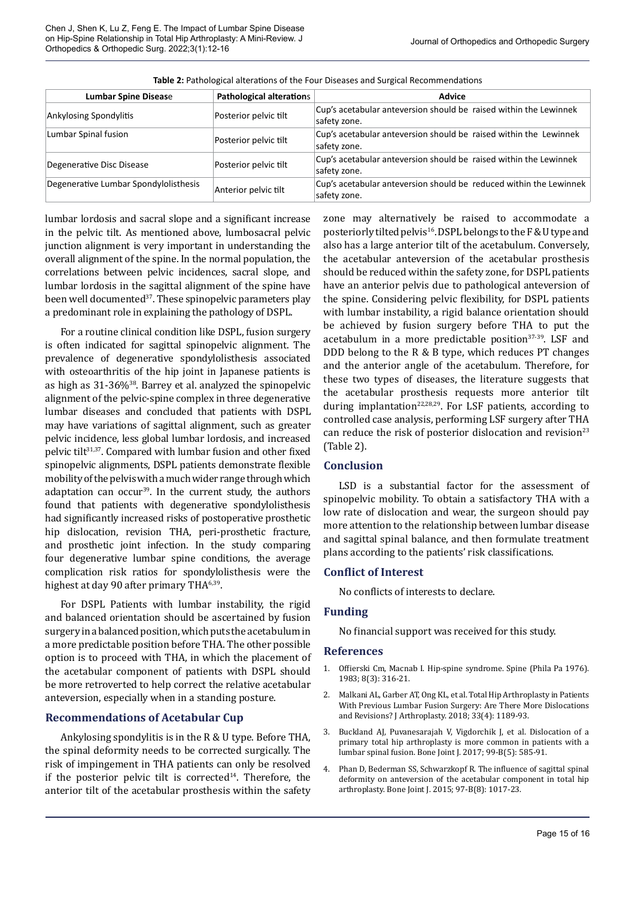**Table 2:** Pathological alterations of the Four Diseases and Surgical Recommendations

| Lumbar Spine Disease | Pathological alterations | Advice |
|---|---|---|
| Ankylosing Spondylitis | Posterior pelvic tilt | Cup's acetabular anteversion should be raised within the Lewinnek safety zone. |
| Lumbar Spinal fusion | Posterior pelvic tilt | Cup's acetabular anteversion should be raised within the Lewinnek safety zone. |
| Degenerative Disc Disease | Posterior pelvic tilt | Cup's acetabular anteversion should be raised within the Lewinnek safety zone. |
| Degenerative Lumbar Spondylolisthesis | Anterior pelvic tilt | Cup's acetabular anteversion should be reduced within the Lewinnek safety zone. |

lumbar lordosis and sacral slope and a significant increase in the pelvic tilt. As mentioned above, lumbosacral pelvic junction alignment is very important in understanding the overall alignment of the spine. In the normal population, the correlations between pelvic incidences, sacral slope, and lumbar lordosis in the sagittal alignment of the spine have been well documented[37]. These spinopelvic parameters play a predominant role in explaining the pathology of DSPL.

For a routine clinical condition like DSPL, fusion surgery is often indicated for sagittal spinopelvic alignment. The prevalence of degenerative spondylolisthesis associated with osteoarthritis of the hip joint in Japanese patients is as high as 31-36%[38]. Barrey et al. analyzed the spinopelvic alignment of the pelvic-spine complex in three degenerative lumbar diseases and concluded that patients with DSPL may have variations of sagittal alignment, such as greater pelvic incidence, less global lumbar lordosis, and increased pelvic tilt[31,37]. Compared with lumbar fusion and other fixed spinopelvic alignments, DSPL patients demonstrate flexible mobility of the pelvis with a much wider range through which adaptation can occur[39]. In the current study, the authors found that patients with degenerative spondylolisthesis had significantly increased risks of postoperative prosthetic hip dislocation, revision THA, peri-prosthetic fracture, and prosthetic joint infection. In the study comparing four degenerative lumbar spine conditions, the average complication risk ratios for spondylolisthesis were the highest at day 90 after primary THA[6,39].

For DSPL Patients with lumbar instability, the rigid and balanced orientation should be ascertained by fusion surgery in a balanced position, which puts the acetabulum in a more predictable position before THA. The other possible option is to proceed with THA, in which the placement of the acetabular component of patients with DSPL should be more retroverted to help correct the relative acetabular anteversion, especially when in a standing posture.

## Recommendations of Acetabular Cup

Ankylosing spondylitis is in the R & U type. Before THA, the spinal deformity needs to be corrected surgically. The risk of impingement in THA patients can only be resolved if the posterior pelvic tilt is corrected[14]. Therefore, the anterior tilt of the acetabular prosthesis within the safety zone may alternatively be raised to accommodate a posteriorly tilted pelvis[16]. DSPL belongs to the F & U type and also has a large anterior tilt of the acetabulum. Conversely, the acetabular anteversion of the acetabular prosthesis should be reduced within the safety zone, for DSPL patients have an anterior pelvis due to pathological anteversion of the spine. Considering pelvic flexibility, for DSPL patients with lumbar instability, a rigid balance orientation should be achieved by fusion surgery before THA to put the acetabulum in a more predictable position[37-39]. LSF and DDD belong to the R & B type, which reduces PT changes and the anterior angle of the acetabulum. Therefore, for these two types of diseases, the literature suggests that the acetabular prosthesis requests more anterior tilt during implantation[22,28,29]. For LSF patients, according to controlled case analysis, performing LSF surgery after THA can reduce the risk of posterior dislocation and revision[23] (Table 2).

## Conclusion

LSD is a substantial factor for the assessment of spinopelvic mobility. To obtain a satisfactory THA with a low rate of dislocation and wear, the surgeon should pay more attention to the relationship between lumbar disease and sagittal spinal balance, and then formulate treatment plans according to the patients' risk classifications.

## Conflict of Interest

No conflicts of interests to declare.

## Funding

No financial support was received for this study.

## References

1. Offierski Cm, Macnab I. Hip-spine syndrome. Spine (Phila Pa 1976). 1983; 8(3): 316-21.
2. Malkani AL, Garber AT, Ong KL, et al. Total Hip Arthroplasty in Patients With Previous Lumbar Fusion Surgery: Are There More Dislocations and Revisions? J Arthroplasty. 2018; 33(4): 1189-93.
3. Buckland AJ, Puvanesarajah V, Vigdorchik J, et al. Dislocation of a primary total hip arthroplasty is more common in patients with a lumbar spinal fusion. Bone Joint J. 2017; 99-B(5): 585-91.
4. Phan D, Bederman SS, Schwarzkopf R. The influence of sagittal spinal deformity on anteversion of the acetabular component in total hip arthroplasty. Bone Joint J. 2015; 97-B(8): 1017-23.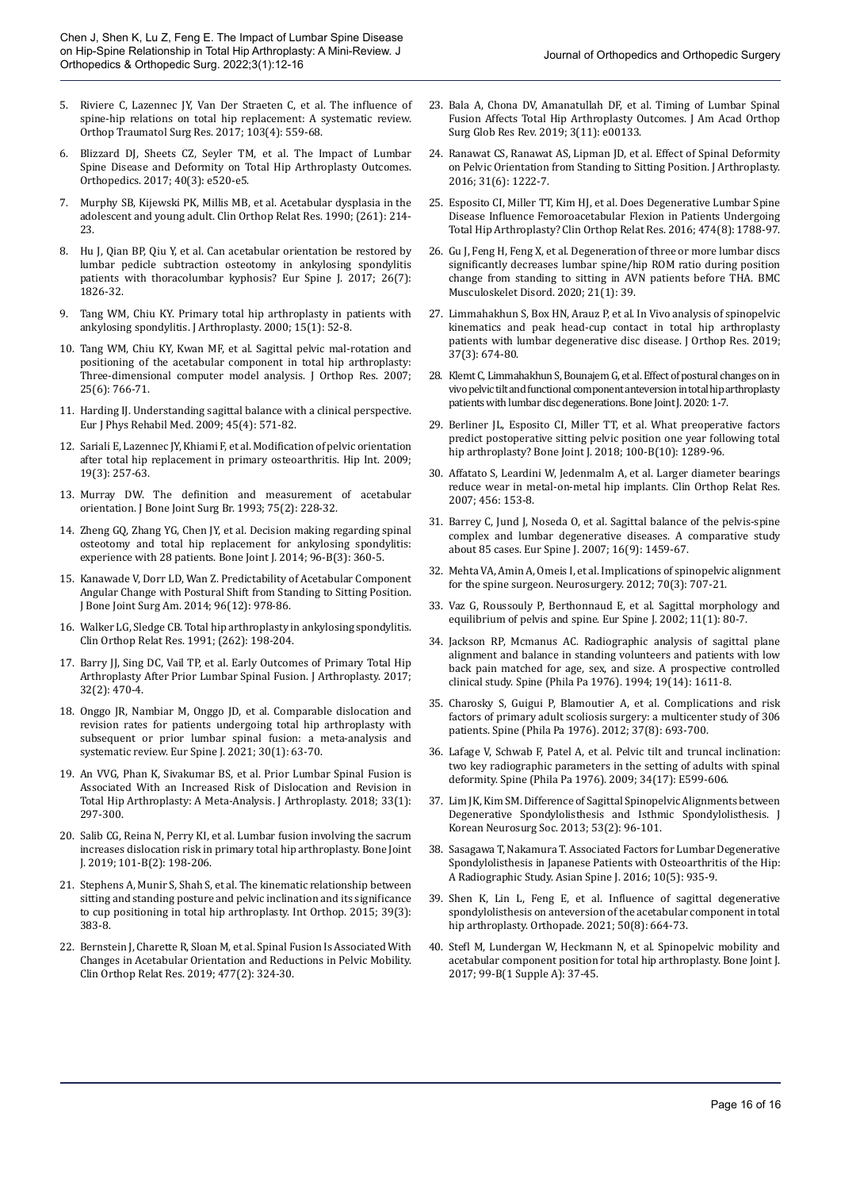5. Riviere C, Lazennec JY, Van Der Straeten C, et al. The influence of spine-hip relations on total hip replacement: A systematic review. Orthop Traumatol Surg Res. 2017; 103(4): 559-68.
6. Blizzard DJ, Sheets CZ, Seyler TM, et al. The Impact of Lumbar Spine Disease and Deformity on Total Hip Arthroplasty Outcomes. Orthopedics. 2017; 40(3): e520-e5.
7. Murphy SB, Kijewski PK, Millis MB, et al. Acetabular dysplasia in the adolescent and young adult. Clin Orthop Relat Res. 1990; (261): 214-23.
8. Hu J, Qian BP, Qiu Y, et al. Can acetabular orientation be restored by lumbar pedicle subtraction osteotomy in ankylosing spondylitis patients with thoracolumbar kyphosis? Eur Spine J. 2017; 26(7): 1826-32.
9. Tang WM, Chiu KY. Primary total hip arthroplasty in patients with ankylosing spondylitis. J Arthroplasty. 2000; 15(1): 52-8.
10. Tang WM, Chiu KY, Kwan MF, et al. Sagittal pelvic mal-rotation and positioning of the acetabular component in total hip arthroplasty: Three-dimensional computer model analysis. J Orthop Res. 2007; 25(6): 766-71.
11. Harding IJ. Understanding sagittal balance with a clinical perspective. Eur J Phys Rehabil Med. 2009; 45(4): 571-82.
12. Sariali E, Lazennec JY, Khiami F, et al. Modification of pelvic orientation after total hip replacement in primary osteoarthritis. Hip Int. 2009; 19(3): 257-63.
13. Murray DW. The definition and measurement of acetabular orientation. J Bone Joint Surg Br. 1993; 75(2): 228-32.
14. Zheng GQ, Zhang YG, Chen JY, et al. Decision making regarding spinal osteotomy and total hip replacement for ankylosing spondylitis: experience with 28 patients. Bone Joint J. 2014; 96-B(3): 360-5.
15. Kanawade V, Dorr LD, Wan Z. Predictability of Acetabular Component Angular Change with Postural Shift from Standing to Sitting Position. J Bone Joint Surg Am. 2014; 96(12): 978-86.
16. Walker LG, Sledge CB. Total hip arthroplasty in ankylosing spondylitis. Clin Orthop Relat Res. 1991; (262): 198-204.
17. Barry JJ, Sing DC, Vail TP, et al. Early Outcomes of Primary Total Hip Arthroplasty After Prior Lumbar Spinal Fusion. J Arthroplasty. 2017; 32(2): 470-4.
18. Onggo JR, Nambiar M, Onggo JD, et al. Comparable dislocation and revision rates for patients undergoing total hip arthroplasty with subsequent or prior lumbar spinal fusion: a meta-analysis and systematic review. Eur Spine J. 2021; 30(1): 63-70.
19. An VVG, Phan K, Sivakumar BS, et al. Prior Lumbar Spinal Fusion is Associated With an Increased Risk of Dislocation and Revision in Total Hip Arthroplasty: A Meta-Analysis. J Arthroplasty. 2018; 33(1): 297-300.
20. Salib CG, Reina N, Perry KI, et al. Lumbar fusion involving the sacrum increases dislocation risk in primary total hip arthroplasty. Bone Joint J. 2019; 101-B(2): 198-206.
21. Stephens A, Munir S, Shah S, et al. The kinematic relationship between sitting and standing posture and pelvic inclination and its significance to cup positioning in total hip arthroplasty. Int Orthop. 2015; 39(3): 383-8.
22. Bernstein J, Charette R, Sloan M, et al. Spinal Fusion Is Associated With Changes in Acetabular Orientation and Reductions in Pelvic Mobility. Clin Orthop Relat Res. 2019; 477(2): 324-30.
23. Bala A, Chona DV, Amanatullah DF, et al. Timing of Lumbar Spinal Fusion Affects Total Hip Arthroplasty Outcomes. J Am Acad Orthop Surg Glob Res Rev. 2019; 3(11): e00133.
24. Ranawat CS, Ranawat AS, Lipman JD, et al. Effect of Spinal Deformity on Pelvic Orientation from Standing to Sitting Position. J Arthroplasty. 2016; 31(6): 1222-7.
25. Esposito CI, Miller TT, Kim HJ, et al. Does Degenerative Lumbar Spine Disease Influence Femoroacetabular Flexion in Patients Undergoing Total Hip Arthroplasty? Clin Orthop Relat Res. 2016; 474(8): 1788-97.
26. Gu J, Feng H, Feng X, et al. Degeneration of three or more lumbar discs significantly decreases lumbar spine/hip ROM ratio during position change from standing to sitting in AVN patients before THA. BMC Musculoskelet Disord. 2020; 21(1): 39.
27. Limmahakhun S, Box HN, Arauz P, et al. In Vivo analysis of spinopelvic kinematics and peak head-cup contact in total hip arthroplasty patients with lumbar degenerative disc disease. J Orthop Res. 2019; 37(3): 674-80.
28. Klemt C, Limmahakhun S, Bounajem G, et al. Effect of postural changes on in vivo pelvic tilt and functional component anteversion in total hip arthroplasty patients with lumbar disc degenerations. Bone Joint J. 2020: 1-7.
29. Berliner JL, Esposito CI, Miller TT, et al. What preoperative factors predict postoperative sitting pelvic position one year following total hip arthroplasty? Bone Joint J. 2018; 100-B(10): 1289-96.
30. Affatato S, Leardini W, Jedenmalm A, et al. Larger diameter bearings reduce wear in metal-on-metal hip implants. Clin Orthop Relat Res. 2007; 456: 153-8.
31. Barrey C, Jund J, Noseda O, et al. Sagittal balance of the pelvis-spine complex and lumbar degenerative diseases. A comparative study about 85 cases. Eur Spine J. 2007; 16(9): 1459-67.
32. Mehta VA, Amin A, Omeis I, et al. Implications of spinopelvic alignment for the spine surgeon. Neurosurgery. 2012; 70(3): 707-21.
33. Vaz G, Roussouly P, Berthonnaud E, et al. Sagittal morphology and equilibrium of pelvis and spine. Eur Spine J. 2002; 11(1): 80-7.
34. Jackson RP, Mcmanus AC. Radiographic analysis of sagittal plane alignment and balance in standing volunteers and patients with low back pain matched for age, sex, and size. A prospective controlled clinical study. Spine (Phila Pa 1976). 1994; 19(14): 1611-8.
35. Charosky S, Guigui P, Blamoutier A, et al. Complications and risk factors of primary adult scoliosis surgery: a multicenter study of 306 patients. Spine (Phila Pa 1976). 2012; 37(8): 693-700.
36. Lafage V, Schwab F, Patel A, et al. Pelvic tilt and truncal inclination: two key radiographic parameters in the setting of adults with spinal deformity. Spine (Phila Pa 1976). 2009; 34(17): E599-606.
37. Lim JK, Kim SM. Difference of Sagittal Spinopelvic Alignments between Degenerative Spondylolisthesis and Isthmic Spondylolisthesis. J Korean Neurosurg Soc. 2013; 53(2): 96-101.
38. Sasagawa T, Nakamura T. Associated Factors for Lumbar Degenerative Spondylolisthesis in Japanese Patients with Osteoarthritis of the Hip: A Radiographic Study. Asian Spine J. 2016; 10(5): 935-9.
39. Shen K, Lin L, Feng E, et al. Influence of sagittal degenerative spondylolisthesis on anteversion of the acetabular component in total hip arthroplasty. Orthopade. 2021; 50(8): 664-73.
40. Stefl M, Lundergan W, Heckmann N, et al. Spinopelvic mobility and acetabular component position for total hip arthroplasty. Bone Joint J. 2017; 99-B(1 Supple A): 37-45.